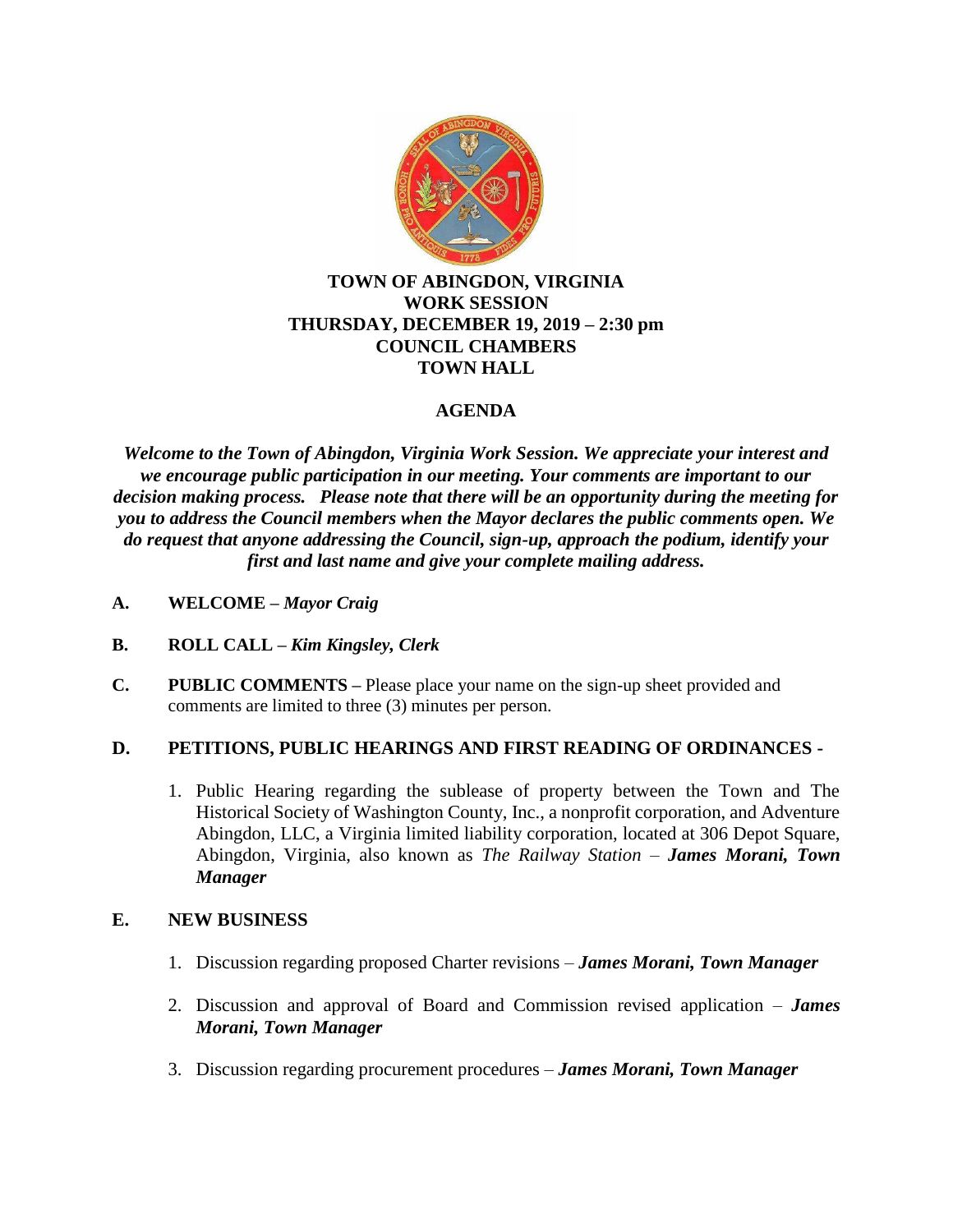# TOWN OF ABINGDON, VIRGINIA
## WORK SESSION
## THURSDAY, DECEMBER 19, 2019 – 2:30 pm
## COUNCIL CHAMBERS
## TOWN HALL

## AGENDA

***Welcome to the Town of Abingdon, Virginia Work Session. We appreciate your interest and we encourage public participation in our meeting. Your comments are important to our decision making process. Please note that there will be an opportunity during the meeting for you to address the Council members when the Mayor declares the public comments open. We do request that anyone addressing the Council, sign-up, approach the podium, identify your first and last name and give your complete mailing address.***

**A. WELCOME –** ***Mayor Craig***

**B. ROLL CALL –** ***Kim Kingsley, Clerk***

**C. PUBLIC COMMENTS –** Please place your name on the sign-up sheet provided and comments are limited to three (3) minutes per person.

**D. PETITIONS, PUBLIC HEARINGS AND FIRST READING OF ORDINANCES -**

1. Public Hearing regarding the sublease of property between the Town and The Historical Society of Washington County, Inc., a nonprofit corporation, and Adventure Abingdon, LLC, a Virginia limited liability corporation, located at 306 Depot Square, Abingdon, Virginia, also known as *The Railway Station* – ***James Morani, Town Manager***

**E. NEW BUSINESS**

1. Discussion regarding proposed Charter revisions – ***James Morani, Town Manager***
2. Discussion and approval of Board and Commission revised application – ***James Morani, Town Manager***
3. Discussion regarding procurement procedures – ***James Morani, Town Manager***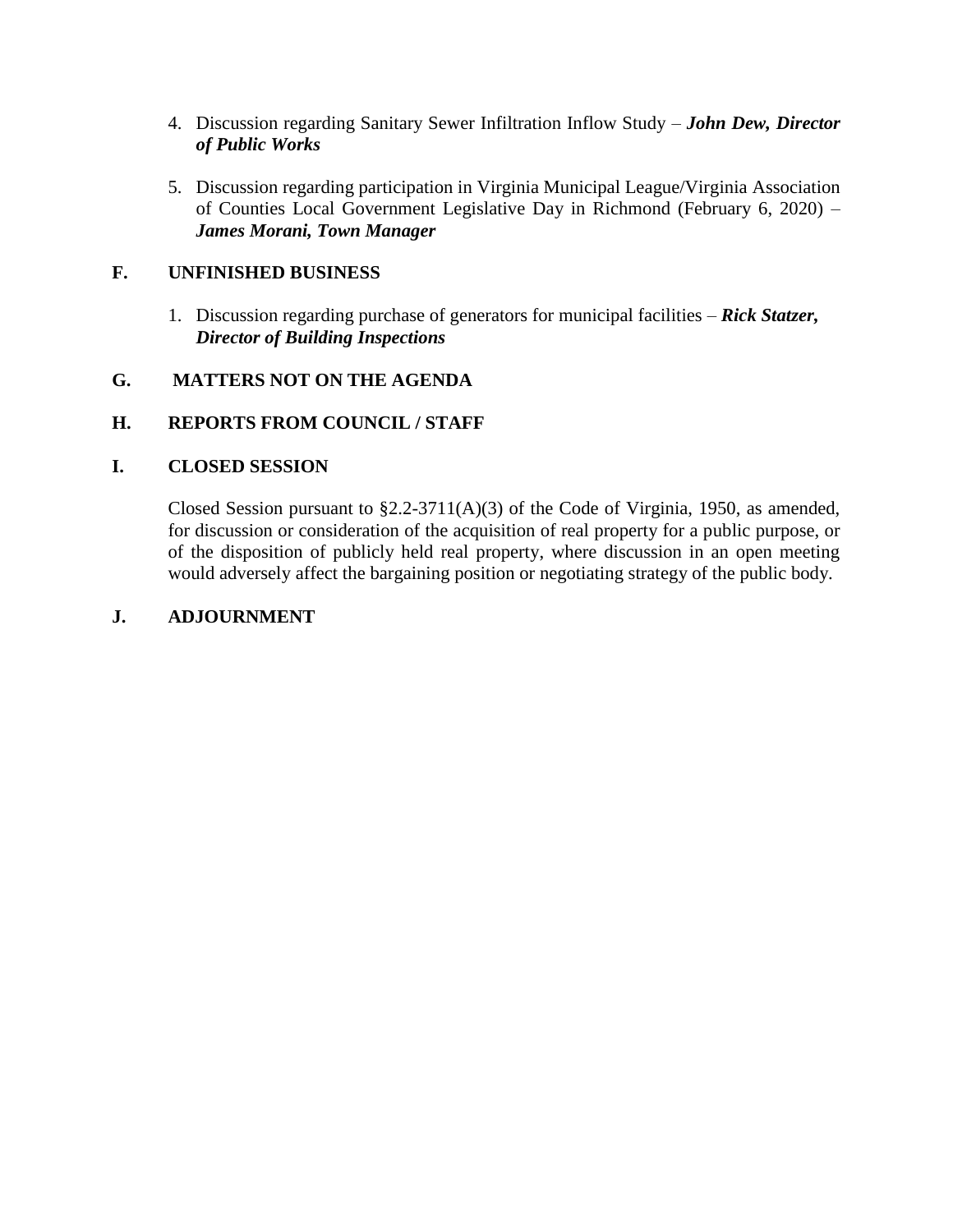4. Discussion regarding Sanitary Sewer Infiltration Inflow Study – ***John Dew, Director of Public Works***

5. Discussion regarding participation in Virginia Municipal League/Virginia Association of Counties Local Government Legislative Day in Richmond (February 6, 2020) – ***James Morani, Town Manager***

**F. UNFINISHED BUSINESS**

1. Discussion regarding purchase of generators for municipal facilities – ***Rick Statzer, Director of Building Inspections***

**G. MATTERS NOT ON THE AGENDA**

**H. REPORTS FROM COUNCIL / STAFF**

**I. CLOSED SESSION**

Closed Session pursuant to §2.2-3711(A)(3) of the Code of Virginia, 1950, as amended, for discussion or consideration of the acquisition of real property for a public purpose, or of the disposition of publicly held real property, where discussion in an open meeting would adversely affect the bargaining position or negotiating strategy of the public body.

**J. ADJOURNMENT**